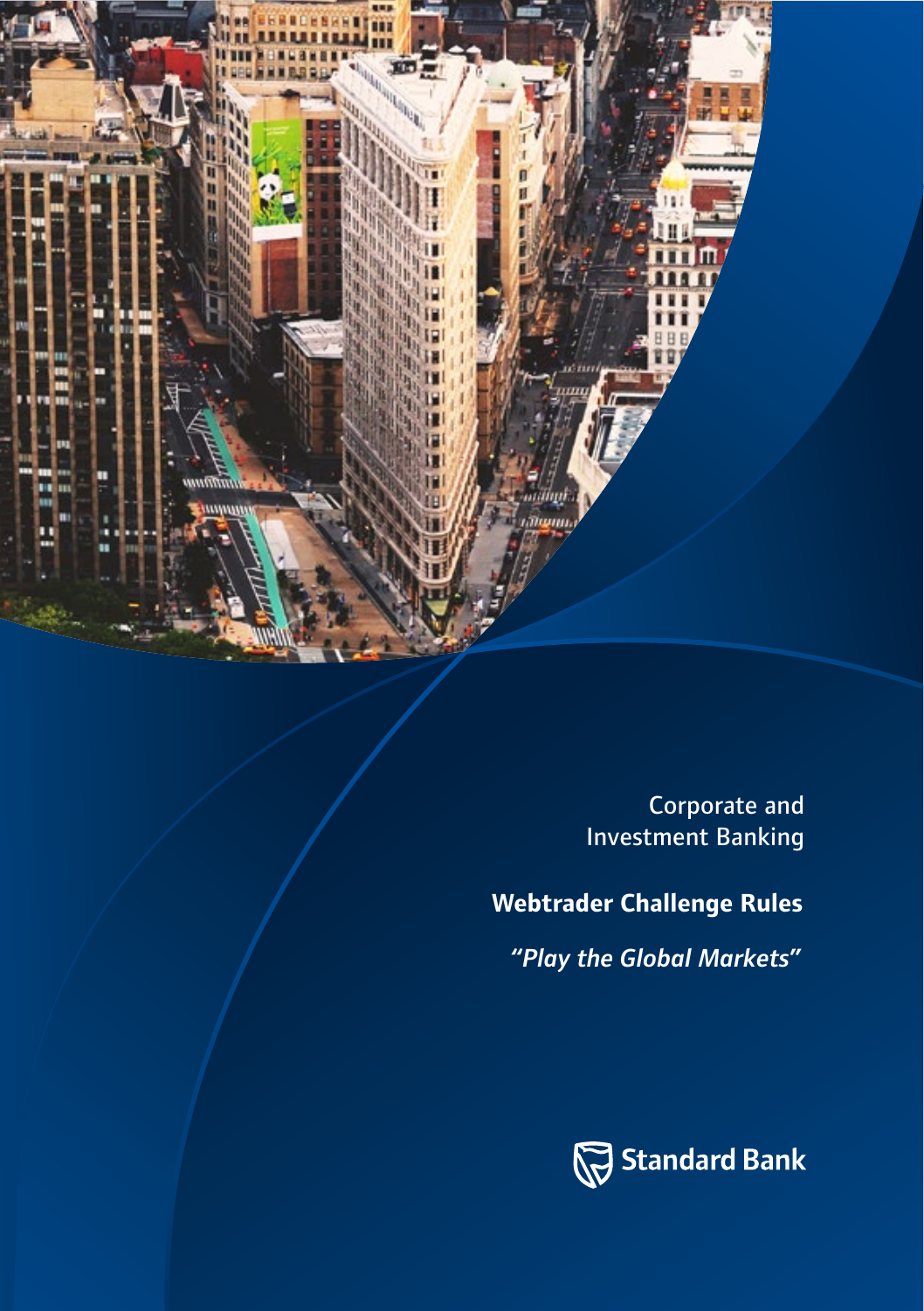Corporate and
Investment Banking

# Webtrader Challenge Rules

***"Play the Global Markets"***

Standard Bank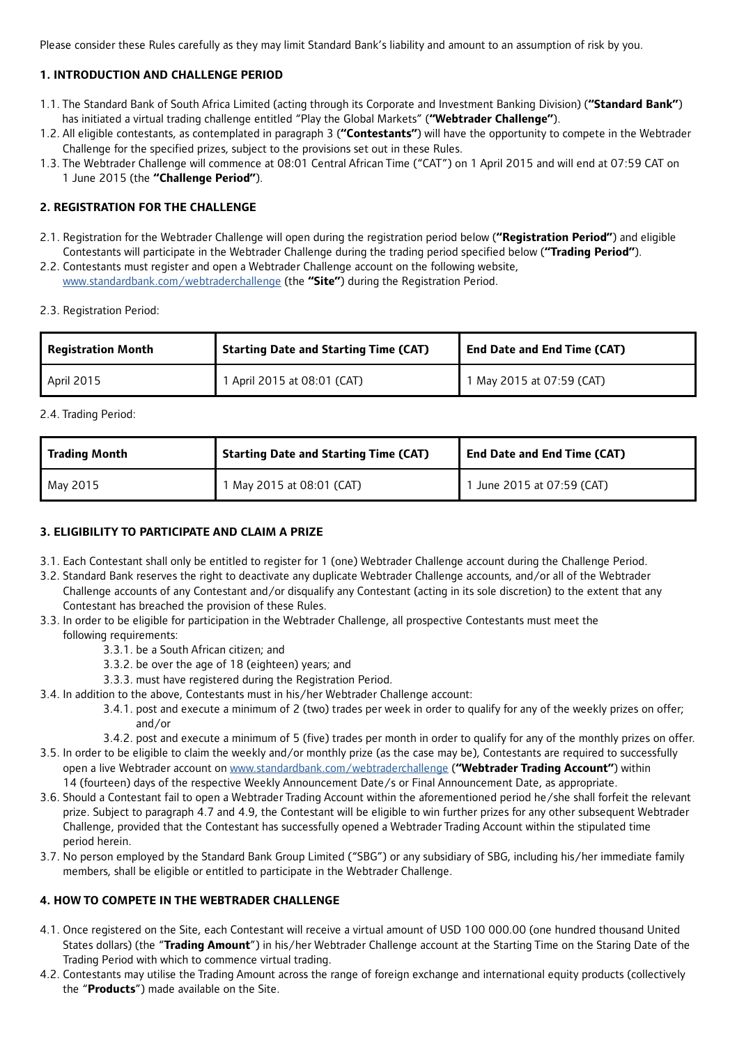Please consider these Rules carefully as they may limit Standard Bank's liability and amount to an assumption of risk by you.

## 1. INTRODUCTION AND CHALLENGE PERIOD

1.1. The Standard Bank of South Africa Limited (acting through its Corporate and Investment Banking Division) (**"Standard Bank"**) has initiated a virtual trading challenge entitled "Play the Global Markets" (**"Webtrader Challenge"**).

1.2. All eligible contestants, as contemplated in paragraph 3 (**"Contestants"**) will have the opportunity to compete in the Webtrader Challenge for the specified prizes, subject to the provisions set out in these Rules.

1.3. The Webtrader Challenge will commence at 08:01 Central African Time ("CAT") on 1 April 2015 and will end at 07:59 CAT on 1 June 2015 (the **"Challenge Period"**).

## 2. REGISTRATION FOR THE CHALLENGE

2.1. Registration for the Webtrader Challenge will open during the registration period below (**"Registration Period"**) and eligible Contestants will participate in the Webtrader Challenge during the trading period specified below (**"Trading Period"**).

2.2. Contestants must register and open a Webtrader Challenge account on the following website, www.standardbank.com/webtraderchallenge (the **"Site"**) during the Registration Period.

2.3. Registration Period:

| Registration Month | Starting Date and Starting Time (CAT) | End Date and End Time (CAT) |
|---|---|---|
| April 2015 | 1 April 2015 at 08:01 (CAT) | 1 May 2015 at 07:59 (CAT) |

2.4. Trading Period:

| Trading Month | Starting Date and Starting Time (CAT) | End Date and End Time (CAT) |
|---|---|---|
| May 2015 | 1 May 2015 at 08:01 (CAT) | 1 June 2015 at 07:59 (CAT) |

## 3. ELIGIBILITY TO PARTICIPATE AND CLAIM A PRIZE

3.1. Each Contestant shall only be entitled to register for 1 (one) Webtrader Challenge account during the Challenge Period.

3.2. Standard Bank reserves the right to deactivate any duplicate Webtrader Challenge accounts, and/or all of the Webtrader Challenge accounts of any Contestant and/or disqualify any Contestant (acting in its sole discretion) to the extent that any Contestant has breached the provision of these Rules.

3.3. In order to be eligible for participation in the Webtrader Challenge, all prospective Contestants must meet the following requirements:

- 3.3.1. be a South African citizen; and
- 3.3.2. be over the age of 18 (eighteen) years; and
- 3.3.3. must have registered during the Registration Period.

3.4. In addition to the above, Contestants must in his/her Webtrader Challenge account:

- 3.4.1. post and execute a minimum of 2 (two) trades per week in order to qualify for any of the weekly prizes on offer; and/or
- 3.4.2. post and execute a minimum of 5 (five) trades per month in order to qualify for any of the monthly prizes on offer.

3.5. In order to be eligible to claim the weekly and/or monthly prize (as the case may be), Contestants are required to successfully open a live Webtrader account on www.standardbank.com/webtraderchallenge (**"Webtrader Trading Account"**) within 14 (fourteen) days of the respective Weekly Announcement Date/s or Final Announcement Date, as appropriate.

3.6. Should a Contestant fail to open a Webtrader Trading Account within the aforementioned period he/she shall forfeit the relevant prize. Subject to paragraph 4.7 and 4.9, the Contestant will be eligible to win further prizes for any other subsequent Webtrader Challenge, provided that the Contestant has successfully opened a Webtrader Trading Account within the stipulated time period herein.

3.7. No person employed by the Standard Bank Group Limited ("SBG") or any subsidiary of SBG, including his/her immediate family members, shall be eligible or entitled to participate in the Webtrader Challenge.

## 4. HOW TO COMPETE IN THE WEBTRADER CHALLENGE

4.1. Once registered on the Site, each Contestant will receive a virtual amount of USD 100 000.00 (one hundred thousand United States dollars) (the "**Trading Amount**") in his/her Webtrader Challenge account at the Starting Time on the Staring Date of the Trading Period with which to commence virtual trading.

4.2. Contestants may utilise the Trading Amount across the range of foreign exchange and international equity products (collectively the "**Products**") made available on the Site.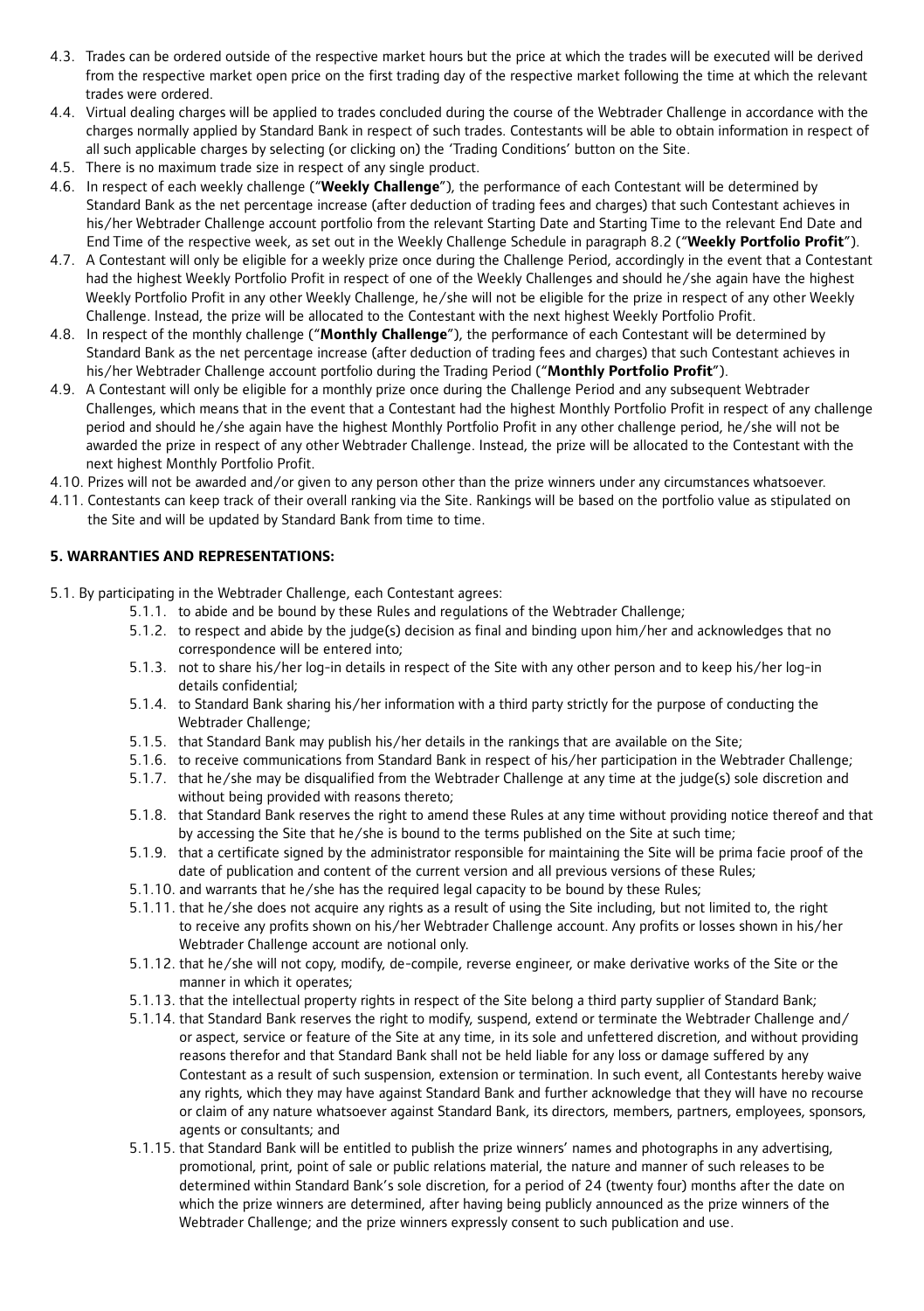4.3. Trades can be ordered outside of the respective market hours but the price at which the trades will be executed will be derived from the respective market open price on the first trading day of the respective market following the time at which the relevant trades were ordered.

4.4. Virtual dealing charges will be applied to trades concluded during the course of the Webtrader Challenge in accordance with the charges normally applied by Standard Bank in respect of such trades. Contestants will be able to obtain information in respect of all such applicable charges by selecting (or clicking on) the 'Trading Conditions' button on the Site.

4.5. There is no maximum trade size in respect of any single product.

4.6. In respect of each weekly challenge ("**Weekly Challenge**"), the performance of each Contestant will be determined by Standard Bank as the net percentage increase (after deduction of trading fees and charges) that such Contestant achieves in his/her Webtrader Challenge account portfolio from the relevant Starting Date and Starting Time to the relevant End Date and End Time of the respective week, as set out in the Weekly Challenge Schedule in paragraph 8.2 ("**Weekly Portfolio Profit**").

4.7. A Contestant will only be eligible for a weekly prize once during the Challenge Period, accordingly in the event that a Contestant had the highest Weekly Portfolio Profit in respect of one of the Weekly Challenges and should he/she again have the highest Weekly Portfolio Profit in any other Weekly Challenge, he/she will not be eligible for the prize in respect of any other Weekly Challenge. Instead, the prize will be allocated to the Contestant with the next highest Weekly Portfolio Profit.

4.8. In respect of the monthly challenge ("**Monthly Challenge**"), the performance of each Contestant will be determined by Standard Bank as the net percentage increase (after deduction of trading fees and charges) that such Contestant achieves in his/her Webtrader Challenge account portfolio during the Trading Period ("**Monthly Portfolio Profit**").

4.9. A Contestant will only be eligible for a monthly prize once during the Challenge Period and any subsequent Webtrader Challenges, which means that in the event that a Contestant had the highest Monthly Portfolio Profit in respect of any challenge period and should he/she again have the highest Monthly Portfolio Profit in any other challenge period, he/she will not be awarded the prize in respect of any other Webtrader Challenge. Instead, the prize will be allocated to the Contestant with the next highest Monthly Portfolio Profit.

4.10. Prizes will not be awarded and/or given to any person other than the prize winners under any circumstances whatsoever.

4.11. Contestants can keep track of their overall ranking via the Site. Rankings will be based on the portfolio value as stipulated on the Site and will be updated by Standard Bank from time to time.

## 5. WARRANTIES AND REPRESENTATIONS:

5.1. By participating in the Webtrader Challenge, each Contestant agrees:

- 5.1.1. to abide and be bound by these Rules and regulations of the Webtrader Challenge;
- 5.1.2. to respect and abide by the judge(s) decision as final and binding upon him/her and acknowledges that no correspondence will be entered into;
- 5.1.3. not to share his/her log-in details in respect of the Site with any other person and to keep his/her log-in details confidential;
- 5.1.4. to Standard Bank sharing his/her information with a third party strictly for the purpose of conducting the Webtrader Challenge;
- 5.1.5. that Standard Bank may publish his/her details in the rankings that are available on the Site;
- 5.1.6. to receive communications from Standard Bank in respect of his/her participation in the Webtrader Challenge;
- 5.1.7. that he/she may be disqualified from the Webtrader Challenge at any time at the judge(s) sole discretion and without being provided with reasons thereto;
- 5.1.8. that Standard Bank reserves the right to amend these Rules at any time without providing notice thereof and that by accessing the Site that he/she is bound to the terms published on the Site at such time;
- 5.1.9. that a certificate signed by the administrator responsible for maintaining the Site will be prima facie proof of the date of publication and content of the current version and all previous versions of these Rules;
- 5.1.10. and warrants that he/she has the required legal capacity to be bound by these Rules;
- 5.1.11. that he/she does not acquire any rights as a result of using the Site including, but not limited to, the right to receive any profits shown on his/her Webtrader Challenge account. Any profits or losses shown in his/her Webtrader Challenge account are notional only.
- 5.1.12. that he/she will not copy, modify, de-compile, reverse engineer, or make derivative works of the Site or the manner in which it operates;
- 5.1.13. that the intellectual property rights in respect of the Site belong a third party supplier of Standard Bank;
- 5.1.14. that Standard Bank reserves the right to modify, suspend, extend or terminate the Webtrader Challenge and/or aspect, service or feature of the Site at any time, in its sole and unfettered discretion, and without providing reasons therefor and that Standard Bank shall not be held liable for any loss or damage suffered by any Contestant as a result of such suspension, extension or termination. In such event, all Contestants hereby waive any rights, which they may have against Standard Bank and further acknowledge that they will have no recourse or claim of any nature whatsoever against Standard Bank, its directors, members, partners, employees, sponsors, agents or consultants; and
- 5.1.15. that Standard Bank will be entitled to publish the prize winners' names and photographs in any advertising, promotional, print, point of sale or public relations material, the nature and manner of such releases to be determined within Standard Bank's sole discretion, for a period of 24 (twenty four) months after the date on which the prize winners are determined, after having being publicly announced as the prize winners of the Webtrader Challenge; and the prize winners expressly consent to such publication and use.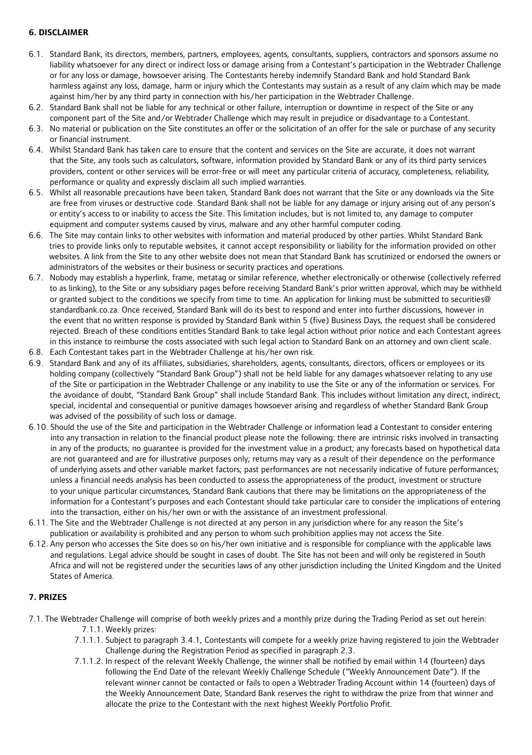**6. DISCLAIMER**

6.1. Standard Bank, its directors, members, partners, employees, agents, consultants, suppliers, contractors and sponsors assume no liability whatsoever for any direct or indirect loss or damage arising from a Contestant's participation in the Webtrader Challenge or for any loss or damage, howsoever arising. The Contestants hereby indemnify Standard Bank and hold Standard Bank harmless against any loss, damage, harm or injury which the Contestants may sustain as a result of any claim which may be made against him/her by any third party in connection with his/her participation in the Webtrader Challenge.

6.2. Standard Bank shall not be liable for any technical or other failure, interruption or downtime in respect of the Site or any component part of the Site and/or Webtrader Challenge which may result in prejudice or disadvantage to a Contestant.

6.3. No material or publication on the Site constitutes an offer or the solicitation of an offer for the sale or purchase of any security or financial instrument.

6.4. Whilst Standard Bank has taken care to ensure that the content and services on the Site are accurate, it does not warrant that the Site, any tools such as calculators, software, information provided by Standard Bank or any of its third party services providers, content or other services will be error-free or will meet any particular criteria of accuracy, completeness, reliability, performance or quality and expressly disclaim all such implied warranties.

6.5. Whilst all reasonable precautions have been taken, Standard Bank does not warrant that the Site or any downloads via the Site are free from viruses or destructive code. Standard Bank shall not be liable for any damage or injury arising out of any person's or entity's access to or inability to access the Site. This limitation includes, but is not limited to, any damage to computer equipment and computer systems caused by virus, malware and any other harmful computer coding.

6.6. The Site may contain links to other websites with information and material produced by other parties. Whilst Standard Bank tries to provide links only to reputable websites, it cannot accept responsibility or liability for the information provided on other websites. A link from the Site to any other website does not mean that Standard Bank has scrutinized or endorsed the owners or administrators of the websites or their business or security practices and operations.

6.7. Nobody may establish a hyperlink, frame, metatag or similar reference, whether electronically or otherwise (collectively referred to as linking), to the Site or any subsidiary pages before receiving Standard Bank's prior written approval, which may be withheld or granted subject to the conditions we specify from time to time. An application for linking must be submitted to securities@standardbank.co.za. Once received, Standard Bank will do its best to respond and enter into further discussions, however in the event that no written response is provided by Standard Bank within 5 (five) Business Days, the request shall be considered rejected. Breach of these conditions entitles Standard Bank to take legal action without prior notice and each Contestant agrees in this instance to reimburse the costs associated with such legal action to Standard Bank on an attorney and own client scale.

6.8. Each Contestant takes part in the Webtrader Challenge at his/her own risk.

6.9. Standard Bank and any of its affiliates, subsidiaries, shareholders, agents, consultants, directors, officers or employees or its holding company (collectively "Standard Bank Group") shall not be held liable for any damages whatsoever relating to any use of the Site or participation in the Webtrader Challenge or any inability to use the Site or any of the information or services. For the avoidance of doubt, "Standard Bank Group" shall include Standard Bank. This includes without limitation any direct, indirect, special, incidental and consequential or punitive damages howsoever arising and regardless of whether Standard Bank Group was advised of the possibility of such loss or damage.

6.10. Should the use of the Site and participation in the Webtrader Challenge or information lead a Contestant to consider entering into any transaction in relation to the financial product please note the following: there are intrinsic risks involved in transacting in any of the products; no guarantee is provided for the investment value in a product; any forecasts based on hypothetical data are not guaranteed and are for illustrative purposes only; returns may vary as a result of their dependence on the performance of underlying assets and other variable market factors; past performances are not necessarily indicative of future performances; unless a financial needs analysis has been conducted to assess the appropriateness of the product, investment or structure to your unique particular circumstances, Standard Bank cautions that there may be limitations on the appropriateness of the information for a Contestant's purposes and each Contestant should take particular care to consider the implications of entering into the transaction, either on his/her own or with the assistance of an investment professional.

6.11. The Site and the Webtrader Challenge is not directed at any person in any jurisdiction where for any reason the Site's publication or availability is prohibited and any person to whom such prohibition applies may not access the Site.

6.12. Any person who accesses the Site does so on his/her own initiative and is responsible for compliance with the applicable laws and regulations. Legal advice should be sought in cases of doubt. The Site has not been and will only be registered in South Africa and will not be registered under the securities laws of any other jurisdiction including the United Kingdom and the United States of America.

**7. PRIZES**

7.1. The Webtrader Challenge will comprise of both weekly prizes and a monthly prize during the Trading Period as set out herein:

7.1.1. Weekly prizes:

7.1.1.1. Subject to paragraph 3.4.1, Contestants will compete for a weekly prize having registered to join the Webtrader Challenge during the Registration Period as specified in paragraph 2.3.

7.1.1.2. In respect of the relevant Weekly Challenge, the winner shall be notified by email within 14 (fourteen) days following the End Date of the relevant Weekly Challenge Schedule ("Weekly Announcement Date"). If the relevant winner cannot be contacted or fails to open a Webtrader Trading Account within 14 (fourteen) days of the Weekly Announcement Date, Standard Bank reserves the right to withdraw the prize from that winner and allocate the prize to the Contestant with the next highest Weekly Portfolio Profit.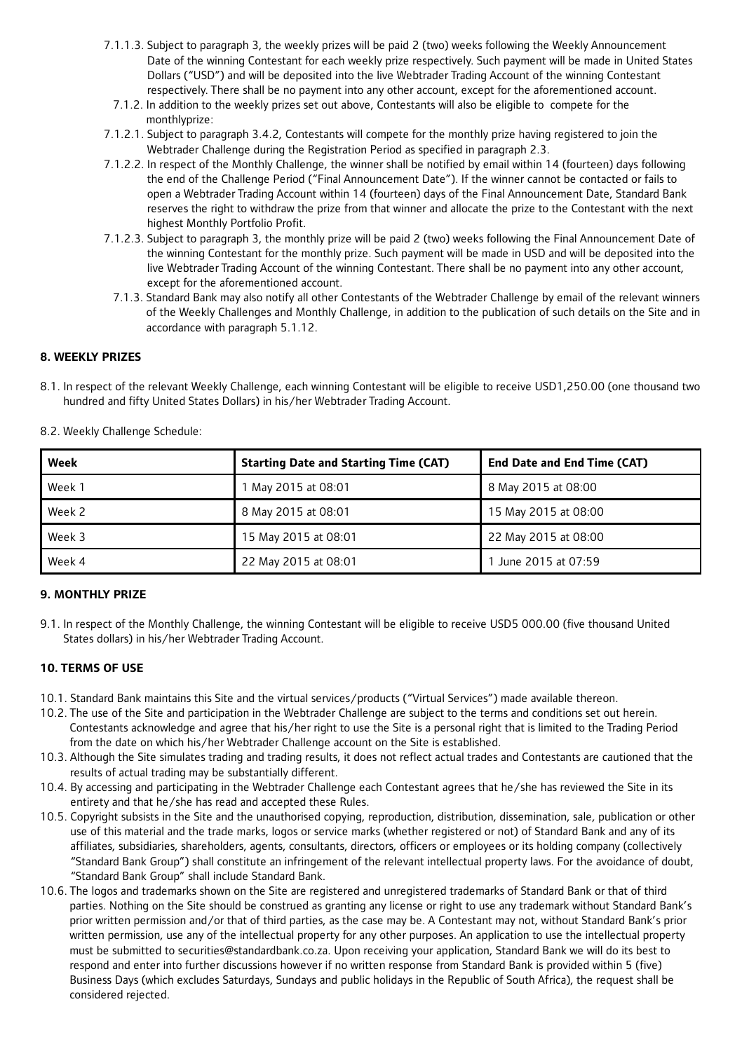7.1.1.3. Subject to paragraph 3, the weekly prizes will be paid 2 (two) weeks following the Weekly Announcement Date of the winning Contestant for each weekly prize respectively. Such payment will be made in United States Dollars ("USD") and will be deposited into the live Webtrader Trading Account of the winning Contestant respectively. There shall be no payment into any other account, except for the aforementioned account.

7.1.2. In addition to the weekly prizes set out above, Contestants will also be eligible to compete for the monthlyprize:

7.1.2.1. Subject to paragraph 3.4.2, Contestants will compete for the monthly prize having registered to join the Webtrader Challenge during the Registration Period as specified in paragraph 2.3.

7.1.2.2. In respect of the Monthly Challenge, the winner shall be notified by email within 14 (fourteen) days following the end of the Challenge Period ("Final Announcement Date"). If the winner cannot be contacted or fails to open a Webtrader Trading Account within 14 (fourteen) days of the Final Announcement Date, Standard Bank reserves the right to withdraw the prize from that winner and allocate the prize to the Contestant with the next highest Monthly Portfolio Profit.

7.1.2.3. Subject to paragraph 3, the monthly prize will be paid 2 (two) weeks following the Final Announcement Date of the winning Contestant for the monthly prize. Such payment will be made in USD and will be deposited into the live Webtrader Trading Account of the winning Contestant. There shall be no payment into any other account, except for the aforementioned account.

7.1.3. Standard Bank may also notify all other Contestants of the Webtrader Challenge by email of the relevant winners of the Weekly Challenges and Monthly Challenge, in addition to the publication of such details on the Site and in accordance with paragraph 5.1.12.

**8. WEEKLY PRIZES**

8.1. In respect of the relevant Weekly Challenge, each winning Contestant will be eligible to receive USD1,250.00 (one thousand two hundred and fifty United States Dollars) in his/her Webtrader Trading Account.

8.2. Weekly Challenge Schedule:

| Week | Starting Date and Starting Time (CAT) | End Date and End Time (CAT) |
|---|---|---|
| Week 1 | 1 May 2015 at 08:01 | 8 May 2015 at 08:00 |
| Week 2 | 8 May 2015 at 08:01 | 15 May 2015 at 08:00 |
| Week 3 | 15 May 2015 at 08:01 | 22 May 2015 at 08:00 |
| Week 4 | 22 May 2015 at 08:01 | 1 June 2015 at 07:59 |

**9. MONTHLY PRIZE**

9.1. In respect of the Monthly Challenge, the winning Contestant will be eligible to receive USD5 000.00 (five thousand United States dollars) in his/her Webtrader Trading Account.

**10. TERMS OF USE**

10.1. Standard Bank maintains this Site and the virtual services/products ("Virtual Services") made available thereon.

10.2. The use of the Site and participation in the Webtrader Challenge are subject to the terms and conditions set out herein. Contestants acknowledge and agree that his/her right to use the Site is a personal right that is limited to the Trading Period from the date on which his/her Webtrader Challenge account on the Site is established.

10.3. Although the Site simulates trading and trading results, it does not reflect actual trades and Contestants are cautioned that the results of actual trading may be substantially different.

10.4. By accessing and participating in the Webtrader Challenge each Contestant agrees that he/she has reviewed the Site in its entirety and that he/she has read and accepted these Rules.

10.5. Copyright subsists in the Site and the unauthorised copying, reproduction, distribution, dissemination, sale, publication or other use of this material and the trade marks, logos or service marks (whether registered or not) of Standard Bank and any of its affiliates, subsidiaries, shareholders, agents, consultants, directors, officers or employees or its holding company (collectively "Standard Bank Group") shall constitute an infringement of the relevant intellectual property laws. For the avoidance of doubt, "Standard Bank Group" shall include Standard Bank.

10.6. The logos and trademarks shown on the Site are registered and unregistered trademarks of Standard Bank or that of third parties. Nothing on the Site should be construed as granting any license or right to use any trademark without Standard Bank's prior written permission and/or that of third parties, as the case may be. A Contestant may not, without Standard Bank's prior written permission, use any of the intellectual property for any other purposes. An application to use the intellectual property must be submitted to securities@standardbank.co.za. Upon receiving your application, Standard Bank we will do its best to respond and enter into further discussions however if no written response from Standard Bank is provided within 5 (five) Business Days (which excludes Saturdays, Sundays and public holidays in the Republic of South Africa), the request shall be considered rejected.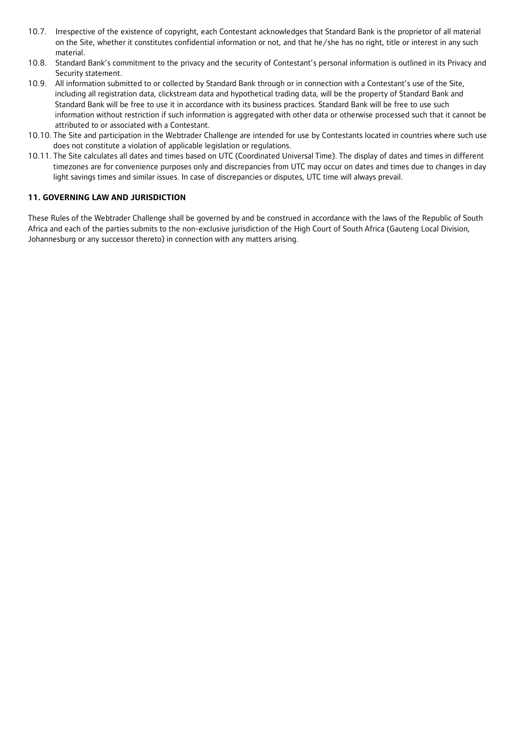10.7. Irrespective of the existence of copyright, each Contestant acknowledges that Standard Bank is the proprietor of all material on the Site, whether it constitutes confidential information or not, and that he/she has no right, title or interest in any such material.

10.8. Standard Bank's commitment to the privacy and the security of Contestant's personal information is outlined in its Privacy and Security statement.

10.9. All information submitted to or collected by Standard Bank through or in connection with a Contestant's use of the Site, including all registration data, clickstream data and hypothetical trading data, will be the property of Standard Bank and Standard Bank will be free to use it in accordance with its business practices. Standard Bank will be free to use such information without restriction if such information is aggregated with other data or otherwise processed such that it cannot be attributed to or associated with a Contestant.

10.10. The Site and participation in the Webtrader Challenge are intended for use by Contestants located in countries where such use does not constitute a violation of applicable legislation or regulations.

10.11. The Site calculates all dates and times based on UTC (Coordinated Universal Time). The display of dates and times in different timezones are for convenience purposes only and discrepancies from UTC may occur on dates and times due to changes in day light savings times and similar issues. In case of discrepancies or disputes, UTC time will always prevail.

## 11. GOVERNING LAW AND JURISDICTION

These Rules of the Webtrader Challenge shall be governed by and be construed in accordance with the laws of the Republic of South Africa and each of the parties submits to the non-exclusive jurisdiction of the High Court of South Africa (Gauteng Local Division, Johannesburg or any successor thereto) in connection with any matters arising.